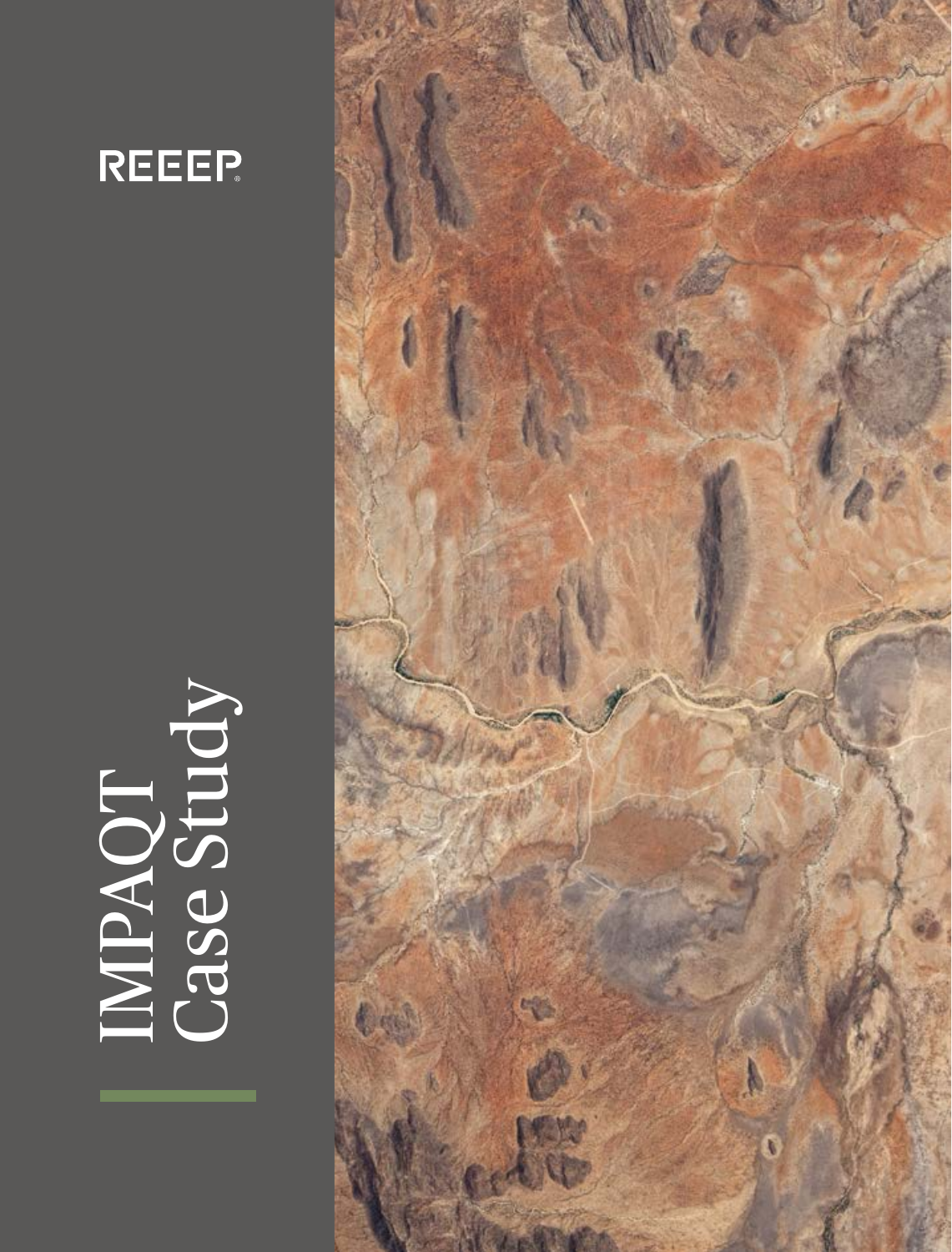REEEP®

# IMPAQT Case Study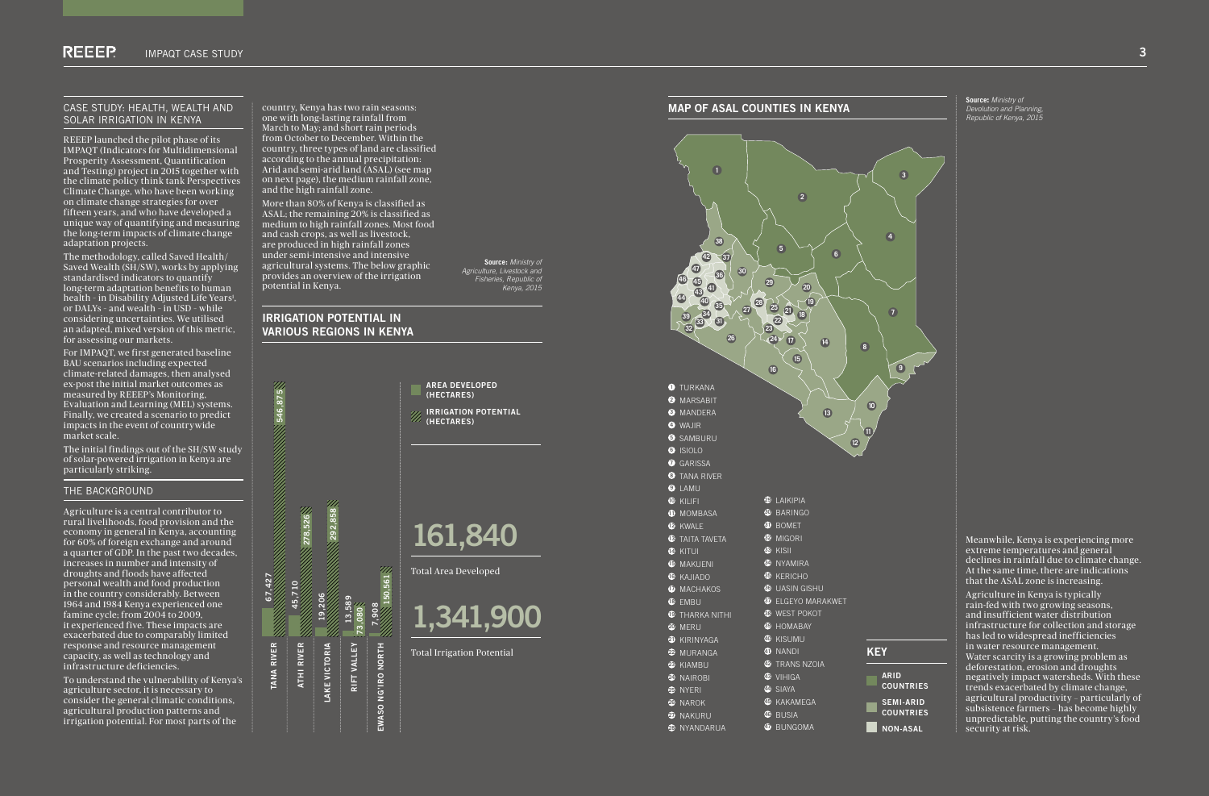## CASE STUDY: HEALTH, WEALTH AND SOLAR IRRIGATION IN KENYA

REEEP launched the pilot phase of its IMPAQT (Indicators for Multidimensional Prosperity Assessment, Quantification and Testing) project in 2015 together with the climate policy think tank Perspectives Climate Change, who have been working on climate change strategies for over fifteen years, and who have developed a unique way of quantifying and measuring the long-term impacts of climate change adaptation projects.

The methodology, called Saved Health/ Saved Wealth (SH/SW), works by applying standardised indicators to quantify long-term adaptation benefits to human health – in Disability Adjusted Life Years[1], or DALYs – and wealth – in USD – while considering uncertainties. We utilised an adapted, mixed version of this metric, for assessing our markets.

For IMPAQT, we first generated baseline BAU scenarios including expected climate-related damages, then analysed ex-post the initial market outcomes as measured by REEEP's Monitoring, Evaluation and Learning (MEL) systems. Finally, we created a scenario to predict impacts in the event of countrywide market scale.

The initial findings out of the SH/SW study of solar-powered irrigation in Kenya are particularly striking.

## THE BACKGROUND

Agriculture is a central contributor to rural livelihoods, food provision and the economy in general in Kenya, accounting for 60% of foreign exchange and around a quarter of GDP. In the past two decades, increases in number and intensity of droughts and floods have affected personal wealth and food production in the country considerably. Between 1964 and 1984 Kenya experienced one famine cycle; from 2004 to 2009, it experienced five. These impacts are exacerbated due to comparably limited response and resource management capacity, as well as technology and infrastructure deficiencies.

To understand the vulnerability of Kenya's agriculture sector, it is necessary to consider the general climatic conditions, agricultural production patterns and irrigation potential. For most parts of the country, Kenya has two rain seasons: one with long-lasting rainfall from March to May; and short rain periods from October to December. Within the country, three types of land are classified according to the annual precipitation: Arid and semi-arid land (ASAL) (see map on next page), the medium rainfall zone, and the high rainfall zone.

More than 80% of Kenya is classified as ASAL; the remaining 20% is classified as medium to high rainfall zones. Most food and cash crops, as well as livestock, are produced in high rainfall zones under semi-intensive and intensive agricultural systems. The below graphic provides an overview of the irrigation potential in Kenya.

**Source:** *Ministry of Agriculture, Livestock and Fisheries, Republic of Kenya, 2015*

### IRRIGATION POTENTIAL IN VARIOUS REGIONS IN KENYA

| Region | Area Developed (hectares) | Irrigation Potential (hectares) |
|---|---|---|
| Tana River | 67,427 | 546,875 |
| Athi River | 45,710 | 278,526 |
| Lake Victoria | 19,206 | 292,858 |
| Rift Valley | 13,589 | 73,080 |
| Ewaso Ng'iro North | 7,908 | 150,561 |

**161,840** Total Area Developed

**1,341,900** Total Irrigation Potential

### MAP OF ASAL COUNTIES IN KENYA

**Source:** *Ministry of Devolution and Planning, Republic of Kenya, 2015*

1. TURKANA
2. MARSABIT
3. MANDERA
4. WAJIR
5. SAMBURU
6. ISIOLO
7. GARISSA
8. TANA RIVER
9. LAMU
10. KILIFI
11. MOMBASA
12. KWALE
13. TAITA TAVETA
14. KITUI
15. MAKUENI
16. KAJIADO
17. MACHAKOS
18. EMBU
19. THARKA NITHI
20. MERU
21. KIRINYAGA
22. MURANGA
23. KIAMBU
24. NAIROBI
25. NYERI
26. NAROK
27. NAKURU
28. NYANDARUA
29. LAIKIPIA
30. BARINGO
31. BOMET
32. MIGORI
33. KISII
34. NYAMIRA
35. KERICHO
36. UASIN GISHU
37. ELGEYO MARAKWET
38. WEST POKOT
39. HOMABAY
40. KISUMU
41. NANDI
42. TRANS NZOIA
43. VIHIGA
44. SIAYA
45. KAKAMEGA
46. BUSIA
47. BUNGOMA

**KEY**
- ARID COUNTRIES
- SEMI-ARID COUNTRIES
- NON-ASAL

Meanwhile, Kenya is experiencing more extreme temperatures and general declines in rainfall due to climate change. At the same time, there are indications that the ASAL zone is increasing.

Agriculture in Kenya is typically rain-fed with two growing seasons, and insufficient water distribution infrastructure for collection and storage has led to widespread inefficiencies in water resource management. Water scarcity is a growing problem as deforestation, erosion and droughts negatively impact watersheds. With these trends exacerbated by climate change, agricultural productivity – particularly of subsistence farmers – has become highly unpredictable, putting the country's food security at risk.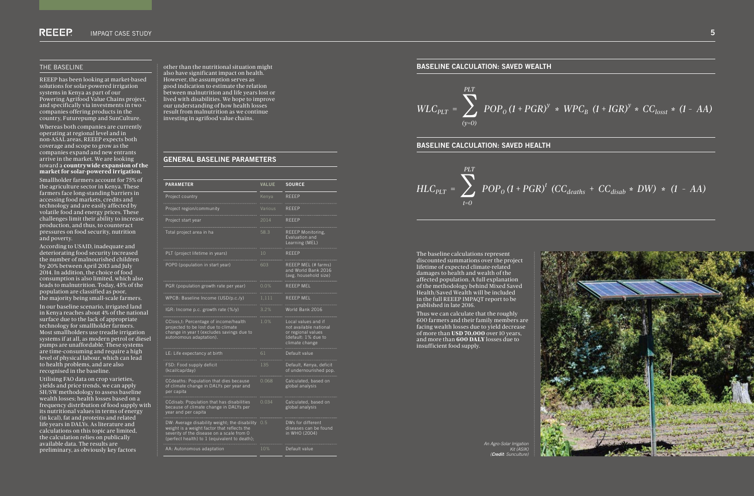## THE BASELINE

REEEP has been looking at market-based solutions for solar-powered irrigation systems in Kenya as part of our Powering Agrifood Value Chains project, and specifically via investments in two companies offering products in the country, Futurepump and SunCulture.

Whereas both companies are currently operating at regional level and in non-ASAL areas, REEEP expects both coverage and scope to grow as the companies expand and new entrants arrive in the market. We are looking toward a **countrywide expansion of the market for solar-powered irrigation.**

Smallholder farmers account for 75% of the agriculture sector in Kenya. These farmers face long-standing barriers in accessing food markets, credits and technology and are easily affected by volatile food and energy prices. These challenges limit their ability to increase production, and thus, to counteract pressures on food security, nutrition and poverty.

According to USAID, inadequate and deteriorating food security increased the number of malnourished children by 20% between April 2013 and July 2014. In addition, the choice of food consumption is also limited, which also leads to malnutrition. Today, 45% of the population are classified as poor, the majority being small-scale farmers.

In our baseline scenario, irrigated land in Kenya reaches about 4% of the national surface due to the lack of appropriate technology for smallholder farmers. Most smallholders use treadle irrigation systems if at all, as modern petrol or diesel pumps are unaffordable. These systems are time-consuming and require a high level of physical labour, which can lead to health problems, and are also recognised in the baseline.

Utilising FAO data on crop varieties, yields and price trends, we can apply SH/SW methodology to assess baseline wealth losses; health losses based on a frequency distribution of food supply with its nutritional values in terms of energy (in kcal), fat and proteins and related life years in DALYs. As literature and calculations on this topic are limited, the calculation relies on publically available data. The results are preliminary, as obviously key factors other than the nutritional situation might also have significant impact on health. However, the assumption serves as good indication to estimate the relation between malnutrition and life years lost or lived with disabilities. We hope to improve our understanding of how health losses result from malnutrition as we continue investing in agrifood value chains.

## GENERAL BASELINE PARAMETERS

| PARAMETER | VALUE | SOURCE |
|---|---|---|
| Project country | Kenya | REEEP |
| Project region/community | Various | REEEP |
| Project start year | 2014 | REEEP |
| Total project area in ha | 58.3 | REEEP Monitoring, Evaluation and Learning (MEL) |
| PLT (project lifetime in years) | 10 | REEEP |
| POP0 (population in start year) | 603 | REEEP MEL (# farms) and World Bank 2016 (avg. household size) |
| PGR (population growth rate per year) | 0.0% | REEEP MEL |
| WPCB: Baseline Income (USD/p.c./y) | 1,111 | REEEP MEL |
| IGR: Income p.c. growth rate (%/y) | 3.2% | World Bank 2016 |
| CCloss,t: Percentage of income/health projected to be lost due to climate change in year t (excludes savings due to autonomous adaptation). | 1.0% | Local values and if not available national or regional values (default: 1% due to climate change |
| LE: Life expectancy at birth | 61 | Default value |
| FSD: Food supply deficit (kcal/cap/day) | 135 | Default, Kenya, deficit of undernourished pop. |
| CCdeaths: Population that dies because of climate change in DALYs per year and per capita | 0.068 | Calculated, based on global analysis |
| CCdisab: Population that has disabilities because of climate change in DALYs per year and per capita | 0.034 | Calculated, based on global analysis |
| DW: Average disability weight; the disability weight is a weight factor that reflects the severity of the disease on a scale from 0 (perfect health) to 1 (equivalent to death); | 0.5 | DWs for different diseases can be found in WHO (2004) |
| AA: Autonomous adaptation | 10% | Default value |

## BASELINE CALCULATION: SAVED WEALTH

$$WLC_{PLT} = \sum_{(y=0)}^{PLT} POP_0\,(1+PGR)^y * WPC_B\,(1+IGR)^y * CC_{losst} * (1 - AA)$$

## BASELINE CALCULATION: SAVED HEALTH

$$HLC_{PLT} = \sum_{t=0}^{PLT} POP_0\,(1+PGR)^t\,(CC_{deaths} + CC_{disab} * DW) * (1 - AA)$$

The baseline calculations represent discounted summations over the project lifetime of expected climate-related damages to health and wealth of the affected population. A full explanation of the methodology behind Mixed Saved Health/Saved Wealth will be included in the full REEEP IMPAQT report to be published in late 2016.

Thus we can calculate that the roughly 600 farmers and their family members are facing wealth losses due to yield decrease of more than **USD 70,000** over 10 years, and more than **600 DALY** losses due to insufficient food supply.

*An Agro-Solar Irrigation Kit (ASIK) (**Credit**: Sunculture)*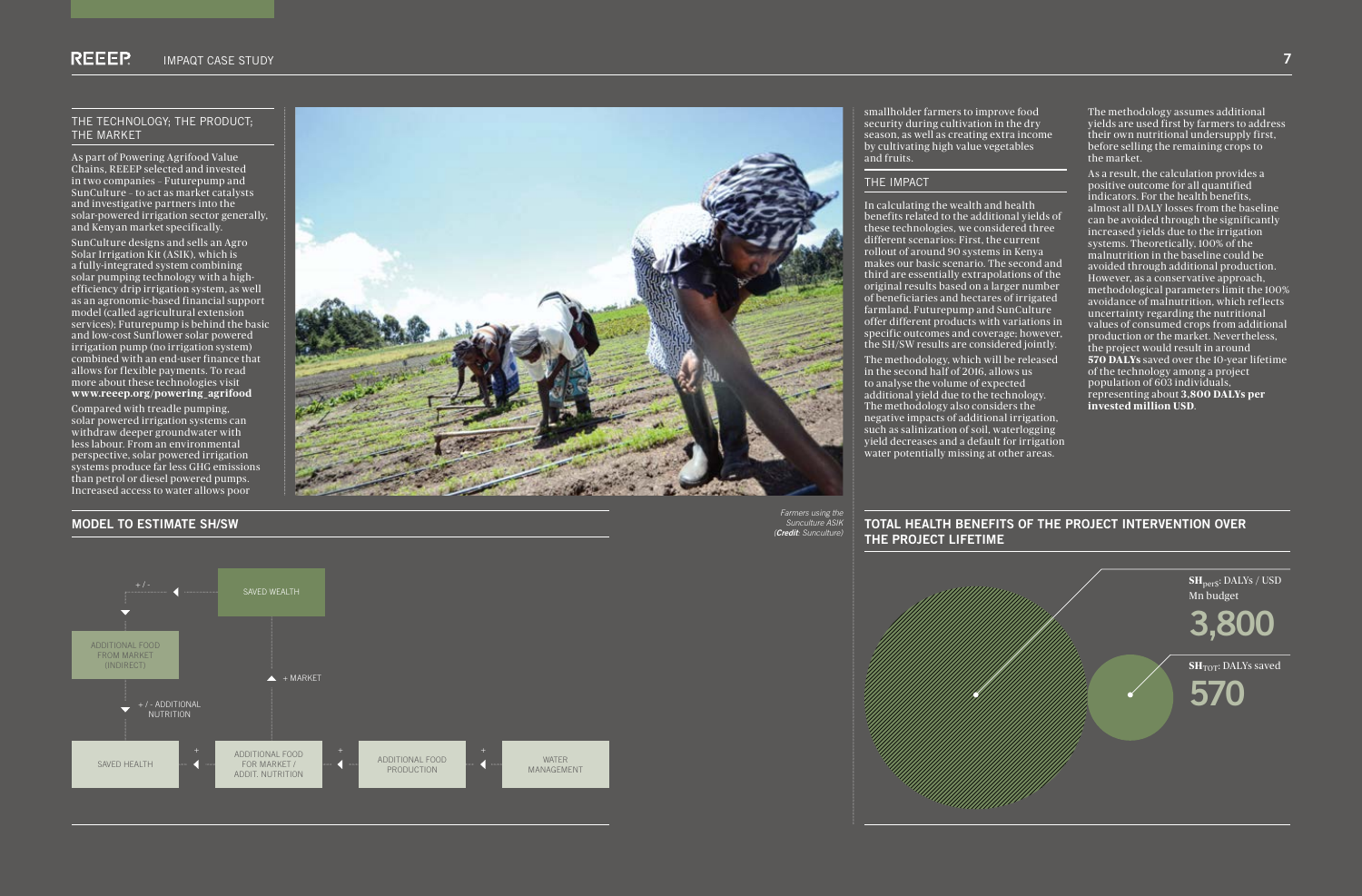## THE TECHNOLOGY; THE PRODUCT; THE MARKET

As part of Powering Agrifood Value Chains, REEEP selected and invested in two companies – Futurepump and SunCulture – to act as market catalysts and investigative partners into the solar-powered irrigation sector generally, and Kenyan market specifically.

SunCulture designs and sells an Agro Solar Irrigation Kit (ASIK), which is a fully-integrated system combining solar pumping technology with a high-efficiency drip irrigation system, as well as an agronomic-based financial support model (called agricultural extension services); Futurepump is behind the basic and low-cost Sunflower solar powered irrigation pump (no irrigation system) combined with an end-user finance that allows for flexible payments. To read more about these technologies visit **www.reeep.org/powering_agrifood**

Compared with treadle pumping, solar powered irrigation systems can withdraw deeper groundwater with less labour. From an environmental perspective, solar powered irrigation systems produce far less GHG emissions than petrol or diesel powered pumps. Increased access to water allows poor smallholder farmers to improve food security during cultivation in the dry season, as well as creating extra income by cultivating high value vegetables and fruits.

*Farmers using the Sunculture ASIK (**Credit**: Sunculture)*

## THE IMPACT

In calculating the wealth and health benefits related to the additional yields of these technologies, we considered three different scenarios: First, the current rollout of around 90 systems in Kenya makes our basic scenario. The second and third are essentially extrapolations of the original results based on a larger number of beneficiaries and hectares of irrigated farmland. Futurepump and SunCulture offer different products with variations in specific outcomes and coverage; however, the SH/SW results are considered jointly.

The methodology, which will be released in the second half of 2016, allows us to analyse the volume of expected additional yield due to the technology. The methodology also considers the negative impacts of additional irrigation, such as salinization of soil, waterlogging yield decreases and a default for irrigation water potentially missing at other areas.

The methodology assumes additional yields are used first by farmers to address their own nutritional undersupply first, before selling the remaining crops to the market.

As a result, the calculation provides a positive outcome for all quantified indicators. For the health benefits, almost all DALY losses from the baseline can be avoided through the significantly increased yields due to the irrigation systems. Theoretically, 100% of the malnutrition in the baseline could be avoided through additional production. However, as a conservative approach, methodological parameters limit the 100% avoidance of malnutrition, which reflects uncertainty regarding the nutritional values of consumed crops from additional production or the market. Nevertheless, the project would result in around **570 DALYs** saved over the 10-year lifetime of the technology among a project population of 603 individuals, representing about **3,800 DALYs per invested million USD**.

## MODEL TO ESTIMATE SH/SW

SAVED WEALTH → + MARKET / + / - → ADDITIONAL FOOD FROM MARKET (INDIRECT) → + / - ADDITIONAL NUTRITION → SAVED HEALTH

WATER MANAGEMENT → + → ADDITIONAL FOOD PRODUCTION → + → ADDITIONAL FOOD FOR MARKET / ADDIT. NUTRITION → + → SAVED HEALTH

## TOTAL HEALTH BENEFITS OF THE PROJECT INTERVENTION OVER THE PROJECT LIFETIME

**$SH_{pers}$**: DALYs / USD Mn budget

3,800

**$SH_{TOT}$**: DALYs saved

570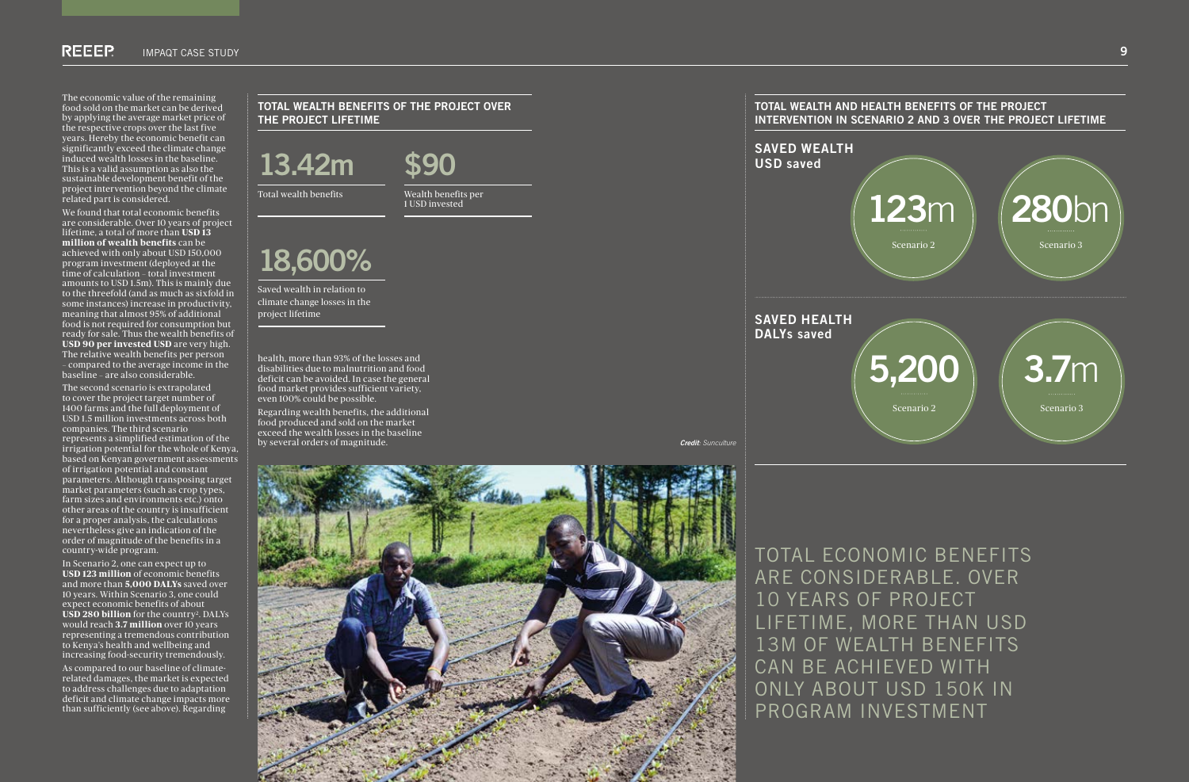The economic value of the remaining food sold on the market can be derived by applying the average market price of the respective crops over the last five years. Hereby the economic benefit can significantly exceed the climate change induced wealth losses in the baseline. This is a valid assumption as also the sustainable development benefit of the project intervention beyond the climate related part is considered.

We found that total economic benefits are considerable. Over 10 years of project lifetime, a total of more than **USD 13 million of wealth benefits** can be achieved with only about USD 150,000 program investment (deployed at the time of calculation – total investment amounts to USD 1.5m). This is mainly due to the threefold (and as much as sixfold in some instances) increase in productivity, meaning that almost 95% of additional food is not required for consumption but ready for sale. Thus the wealth benefits of **USD 90 per invested USD** are very high. The relative wealth benefits per person – compared to the average income in the baseline – are also considerable.

The second scenario is extrapolated to cover the project target number of 1400 farms and the full deployment of USD 1.5 million investments across both companies. The third scenario represents a simplified estimation of the irrigation potential for the whole of Kenya, based on Kenyan government assessments of irrigation potential and constant parameters. Although transposing target market parameters (such as crop types, farm sizes and environments etc.) onto other areas of the country is insufficient for a proper analysis, the calculations nevertheless give an indication of the order of magnitude of the benefits in a country-wide program.

In Scenario 2, one can expect up to **USD 123 million** of economic benefits and more than **5,000 DALYs** saved over 10 years. Within Scenario 3, one could expect economic benefits of about **USD 280 billion** for the country[2]. DALYs would reach **3.7 million** over 10 years representing a tremendous contribution to Kenya's health and wellbeing and increasing food-security tremendously.

As compared to our baseline of climate-related damages, the market is expected to address challenges due to adaptation deficit and climate change impacts more than sufficiently (see above). Regarding health, more than 93% of the losses and disabilities due to malnutrition and food deficit can be avoided. In case the general food market provides sufficient variety, even 100% could be possible.

Regarding wealth benefits, the additional food produced and sold on the market exceed the wealth losses in the baseline by several orders of magnitude.

## TOTAL WEALTH BENEFITS OF THE PROJECT OVER THE PROJECT LIFETIME

**13.42m**
Total wealth benefits

**$90**
Wealth benefits per 1 USD invested

**18,600%**
Saved wealth in relation to climate change losses in the project lifetime

*Credit: Sunculture*

## TOTAL WEALTH AND HEALTH BENEFITS OF THE PROJECT INTERVENTION IN SCENARIO 2 AND 3 OVER THE PROJECT LIFETIME

**SAVED WEALTH**
**USD saved**

**123m** – Scenario 2

**280bn** – Scenario 3

**SAVED HEALTH**
**DALYs saved**

**5,200** – Scenario 2

**3.7m** – Scenario 3

TOTAL ECONOMIC BENEFITS ARE CONSIDERABLE. OVER 10 YEARS OF PROJECT LIFETIME, MORE THAN USD 13M OF WEALTH BENEFITS CAN BE ACHIEVED WITH ONLY ABOUT USD 150K IN PROGRAM INVESTMENT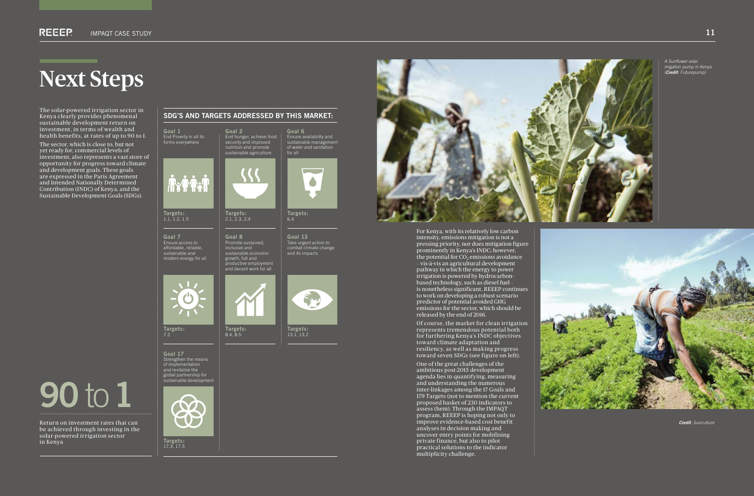# Next Steps

The solar-powered irrigation sector in Kenya clearly provides phenomenal sustainable development return on investment, in terms of wealth and health benefits, at rates of up to 90 to 1.

The sector, which is close to, but not yet ready for, commercial levels of investment, also represents a vast store of opportunity for progress toward climate and development goals. These goals are expressed in the Paris Agreement and Intended Nationally Determined Contribution (INDC) of Kenya, and the Sustainable Development Goals (SDGs).

**90 to 1**

Return on investment rates that can be achieved through investing in the solar-powered irrigation sector in Kenya

## SDG'S AND TARGETS ADDRESSED BY THIS MARKET:

**Goal 1**
End Poverty in all its forms everywhere

**Targets:** 1.1, 1.2, 1.5

**Goal 2**
End hunger, achieve food security and improved nutrition and promote sustainable agriculture

**Targets:** 2.1, 2.3, 2.4

**Goal 6**
Ensure availability and sustainable management of water and sanitation for all

**Targets:** 6.4

**Goal 7**
Ensure access to affordable, reliable, sustainable and modern energy for all

**Targets:** 7.2

**Goal 8**
Promote sustained, inclusive and sustainable economic growth, full and productive employment and decent work for all

**Targets:** 8.4, 8.5

**Goal 13**
Take urgent action to combat climate change and its impacts

**Targets:** 13.1, 13.2

**Goal 17**
Strengthen the means of implementation and revitalize the global partnership for sustainable development

**Targets:** 17.3, 17.5

*A Sunflower solar irrigation pump in Kenya (**Credit**: Futurepump)*

For Kenya, with its relatively low carbon intensity, emissions mitigation is not a pressing priority, nor does mitigation figure prominently in Kenya's INDC; however, the potential for $CO_2$ emissions avoidance – vis-à-vis an agricultural development pathway in which the energy to power irrigation is powered by hydrocarbon-based technology, such as diesel fuel – is nonetheless significant. REEEP continues to work on developing a robust scenario predictor of potential avoided GHG emissions for the sector, which should be released by the end of 2016.

Of course, the market for clean irrigation represents tremendous potential both for furthering Kenya's INDC objectives toward climate adaptation and resiliency, as well as making progress toward seven SDGs (see figure on left).

One of the great challenges of the ambitious post-2015 development agenda lies in quantifying, measuring and understanding the numerous inter-linkages among the 17 Goals and 179 Targets (not to mention the current proposed basket of 230 indicators to assess them). Through the IMPAQT program, REEEP is hoping not only to improve evidence-based cost benefit analyses in decision making and uncover entry points for mobilising private finance, but also to pilot practical solutions to the indicator multiplicity challenge.

***Credit**: Sunculture*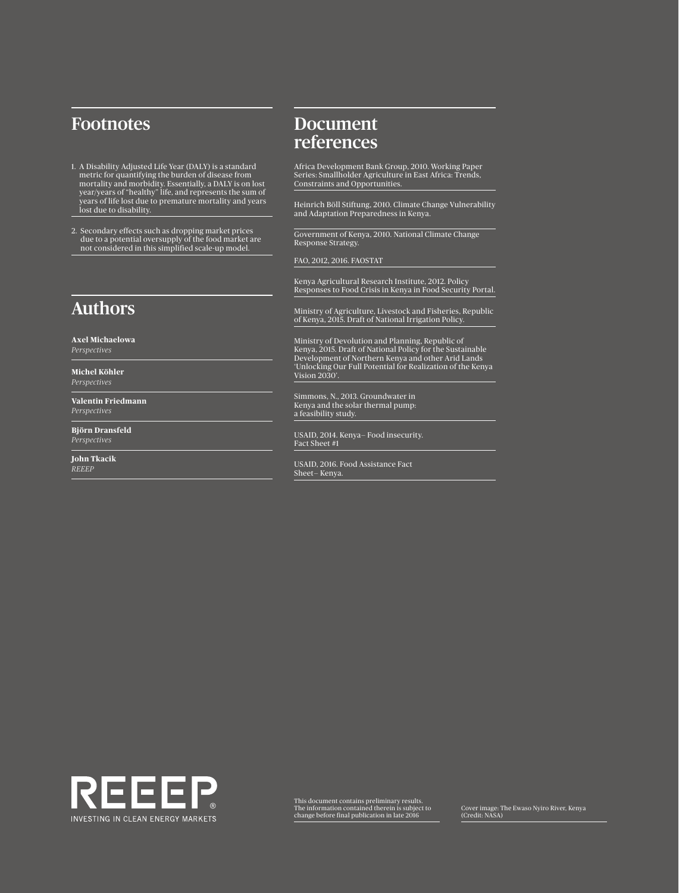## Footnotes

1. A Disability Adjusted Life Year (DALY) is a standard metric for quantifying the burden of disease from mortality and morbidity. Essentially, a DALY is on lost year/years of "healthy" life, and represents the sum of years of life lost due to premature mortality and years lost due to disability.

2. Secondary effects such as dropping market prices due to a potential oversupply of the food market are not considered in this simplified scale-up model.

## Authors

**Axel Michaelowa**
*Perspectives*

**Michel Köhler**
*Perspectives*

**Valentin Friedmann**
*Perspectives*

**Björn Dransfeld**
*Perspectives*

**John Tkacik**
*REEEP*

## Document references

Africa Development Bank Group, 2010. Working Paper Series: Smallholder Agriculture in East Africa: Trends, Constraints and Opportunities.

Heinrich Böll Stiftung, 2010. Climate Change Vulnerability and Adaptation Preparedness in Kenya.

Government of Kenya, 2010. National Climate Change Response Strategy.

FAO, 2012, 2016. FAOSTAT

Kenya Agricultural Research Institute, 2012. Policy Responses to Food Crisis in Kenya in Food Security Portal.

Ministry of Agriculture, Livestock and Fisheries, Republic of Kenya, 2015. Draft of National Irrigation Policy.

Ministry of Devolution and Planning, Republic of Kenya, 2015. Draft of National Policy for the Sustainable Development of Northern Kenya and other Arid Lands 'Unlocking Our Full Potential for Realization of the Kenya Vision 2030'.

Simmons, N., 2013. Groundwater in Kenya and the solar thermal pump: a feasibility study.

USAID, 2014. Kenya– Food insecurity. Fact Sheet #1

USAID, 2016. Food Assistance Fact Sheet– Kenya.

REEEP®
INVESTING IN CLEAN ENERGY MARKETS

This document contains preliminary results. The information contained therein is subject to change before final publication in late 2016

Cover image: The Ewaso Nyiro River, Kenya (Credit: NASA)